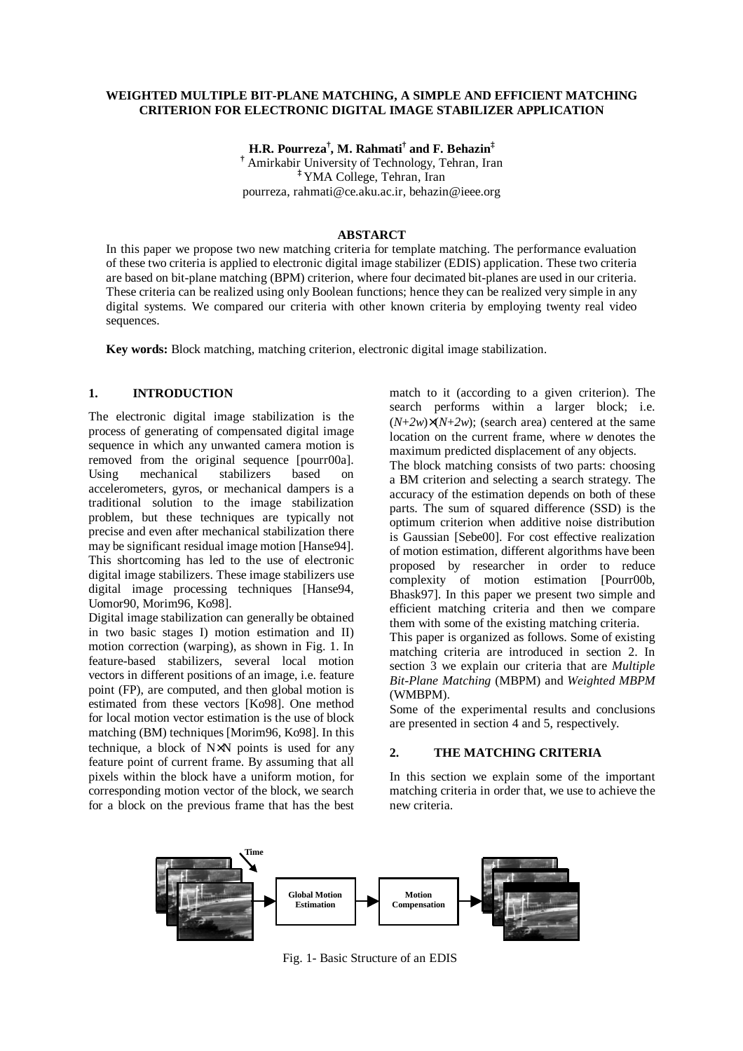# WEIGHTED MULTIPLE BIT-PLANE MATCHING, A SIMPLE AND EFFICIENT MATCHING CRITERION FOR ELECTRONIC DIGITAL IMAGE STABILIZER APPLICATION

**H.R. Pourreza[†], M. Rahmati[†] and F. Behazin[‡]**

[†] Amirkabir University of Technology, Tehran, Iran
[‡] YMA College, Tehran, Iran
pourreza, rahmati@ce.aku.ac.ir, behazin@ieee.org

## ABSTARCT

In this paper we propose two new matching criteria for template matching. The performance evaluation of these two criteria is applied to electronic digital image stabilizer (EDIS) application. These two criteria are based on bit-plane matching (BPM) criterion, where four decimated bit-planes are used in our criteria. These criteria can be realized using only Boolean functions; hence they can be realized very simple in any digital systems. We compared our criteria with other known criteria by employing twenty real video sequences.

**Key words:** Block matching, matching criterion, electronic digital image stabilization.

## 1. INTRODUCTION

The electronic digital image stabilization is the process of generating of compensated digital image sequence in which any unwanted camera motion is removed from the original sequence [pourr00a]. Using mechanical stabilizers based on accelerometers, gyros, or mechanical dampers is a traditional solution to the image stabilization problem, but these techniques are typically not precise and even after mechanical stabilization there may be significant residual image motion [Hanse94]. This shortcoming has led to the use of electronic digital image stabilizers. These image stabilizers use digital image processing techniques [Hanse94, Uomor90, Morim96, Ko98].

Digital image stabilization can generally be obtained in two basic stages I) motion estimation and II) motion correction (warping), as shown in Fig. 1. In feature-based stabilizers, several local motion vectors in different positions of an image, i.e. feature point (FP), are computed, and then global motion is estimated from these vectors [Ko98]. One method for local motion vector estimation is the use of block matching (BM) techniques [Morim96, Ko98]. In this technique, a block of $N \times N$ points is used for any feature point of current frame. By assuming that all pixels within the block have a uniform motion, for corresponding motion vector of the block, we search for a block on the previous frame that has the best match to it (according to a given criterion). The search performs within a larger block; i.e. $(N+2w)\times(N+2w)$; (search area) centered at the same location on the current frame, where $w$ denotes the maximum predicted displacement of any objects.

The block matching consists of two parts: choosing a BM criterion and selecting a search strategy. The accuracy of the estimation depends on both of these parts. The sum of squared difference (SSD) is the optimum criterion when additive noise distribution is Gaussian [Sebe00]. For cost effective realization of motion estimation, different algorithms have been proposed by researcher in order to reduce complexity of motion estimation [Pourr00b, Bhask97]. In this paper we present two simple and efficient matching criteria and then we compare them with some of the existing matching criteria.

This paper is organized as follows. Some of existing matching criteria are introduced in section 2. In section 3 we explain our criteria that are *Multiple Bit-Plane Matching* (MBPM) and *Weighted MBPM* (WMBPM).

Some of the experimental results and conclusions are presented in section 4 and 5, respectively.

## 2. THE MATCHING CRITERIA

In this section we explain some of the important matching criteria in order that, we use to achieve the new criteria.

Fig. 1- Basic Structure of an EDIS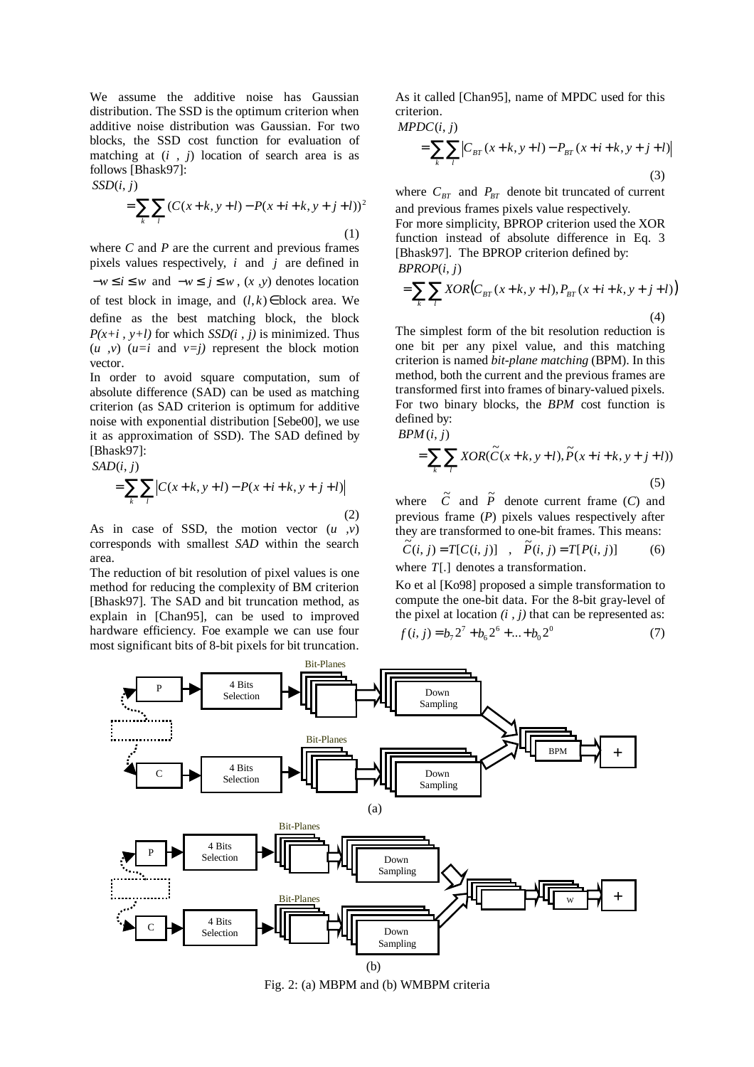We assume the additive noise has Gaussian distribution. The SSD is the optimum criterion when additive noise distribution was Gaussian. For two blocks, the SSD cost function for evaluation of matching at $(i\ ,\ j)$ location of search area is as follows [Bhask97]:

$$SSD(i,j) = \sum_k \sum_l (C(x+k, y+l) - P(x+i+k, y+j+l))^2 \tag{1}$$

where $C$ and $P$ are the current and previous frames pixels values respectively, $i$ and $j$ are defined in $-w \le i \le w$ and $-w \le j \le w$, $(x\ ,y)$ denotes location of test block in image, and $(l,k) \in$ block area. We define as the best matching block, the block $P(x+i\ , y+l)$ for which $SSD(i\ , j)$ is minimized. Thus $(u\ ,v)$ ($u=i$ and $v=j$) represent the block motion vector.

In order to avoid square computation, sum of absolute difference (SAD) can be used as matching criterion (as SAD criterion is optimum for additive noise with exponential distribution [Sebe00], we use it as approximation of SSD). The SAD defined by [Bhask97]:

$$SAD(i,j) = \sum_k \sum_l \left| C(x+k, y+l) - P(x+i+k, y+j+l) \right| \tag{2}$$

As in case of SSD, the motion vector $(u\ ,v)$ corresponds with smallest *SAD* within the search area.

The reduction of bit resolution of pixel values is one method for reducing the complexity of BM criterion [Bhask97]. The SAD and bit truncation method, as explain in [Chan95], can be used to improved hardware efficiency. Foe example we can use four most significant bits of 8-bit pixels for bit truncation. As it called [Chan95], name of MPDC used for this criterion.

$$MPDC(i,j) = \sum_k \sum_l \left| C_{BT}(x+k, y+l) - P_{BT}(x+i+k, y+j+l) \right| \tag{3}$$

where $C_{BT}$ and $P_{BT}$ denote bit truncated of current and previous frames pixels value respectively.

For more simplicity, BPROP criterion used the XOR function instead of absolute difference in Eq. 3 [Bhask97]. The BPROP criterion defined by:

$$BPROP(i,j) = \sum_k \sum_l XOR\left(C_{BT}(x+k, y+l), P_{BT}(x+i+k, y+j+l)\right) \tag{4}$$

The simplest form of the bit resolution reduction is one bit per any pixel value, and this matching criterion is named *bit-plane matching* (BPM). In this method, both the current and the previous frames are transformed first into frames of binary-valued pixels. For two binary blocks, the *BPM* cost function is defined by:

$$BPM(i,j) = \sum_k \sum_l XOR(\tilde{C}(x+k, y+l), \tilde{P}(x+i+k, y+j+l)) \tag{5}$$

where $\tilde{C}$ and $\tilde{P}$ denote current frame ($C$) and previous frame ($P$) pixels values respectively after they are transformed to one-bit frames. This means:

$$\tilde{C}(i,j) = T[C(i,j)] \quad , \quad \tilde{P}(i,j) = T[P(i,j)] \tag{6}$$

where $T[.]$ denotes a transformation.

Ko et al [Ko98] proposed a simple transformation to compute the one-bit data. For the 8-bit gray-level of the pixel at location $(i\ , j)$ that can be represented as:

$$f(i,j) = b_7 2^7 + b_6 2^6 + \ldots + b_0 2^0 \tag{7}$$

Fig. 2: (a) MBPM and (b) WMBPM criteria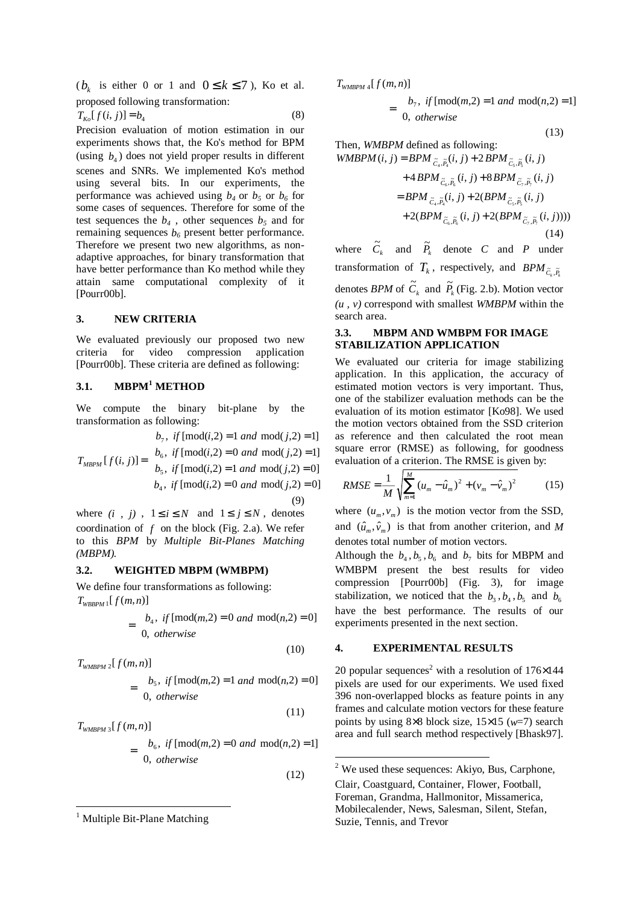($b_k$ is either 0 or 1 and $0 \le k \le 7$), Ko et al. proposed following transformation:

$$T_{Ko}[f(i,j)] = b_4 \tag{8}$$

Precision evaluation of motion estimation in our experiments shows that, the Ko's method for BPM (using $b_4$) does not yield proper results in different scenes and SNRs. We implemented Ko's method using several bits. In our experiments, the performance was achieved using $b_4$ or $b_5$ or $b_6$ for some cases of sequences. Therefore for some of the test sequences the $b_4$ , other sequences $b_5$ and for remaining sequences $b_6$ present better performance. Therefore we present two new algorithms, as non-adaptive approaches, for binary transformation that have better performance than Ko method while they attain same computational complexity of it [Pourr00b].

## 3. NEW CRITERIA

We evaluated previously our proposed two new criteria for video compression application [Pourr00b]. These criteria are defined as following:

### 3.1. MBPM[1] METHOD

We compute the binary bit-plane by the transformation as following:

$$T_{MBPM}[f(i,j)] = \begin{cases} b_7, & if\ [\mathrm{mod}(i,2)=1\ and\ \mathrm{mod}(j,2)=1] \\ b_6, & if\ [\mathrm{mod}(i,2)=0\ and\ \mathrm{mod}(j,2)=1] \\ b_5, & if\ [\mathrm{mod}(i,2)=1\ and\ \mathrm{mod}(j,2)=0] \\ b_4, & if\ [\mathrm{mod}(i,2)=0\ and\ \mathrm{mod}(j,2)=0] \end{cases} \tag{9}$$

where $(i\ ,\ j)$ , $1 \le i \le N$ and $1 \le j \le N$ , denotes coordination of $f$ on the block (Fig. 2.a). We refer to this *BPM* by *Multiple Bit-Planes Matching (MBPM).*

### 3.2. WEIGHTED MBPM (WMBPM)

We define four transformations as following:

$$T_{WBBPM\,1}[f(m,n)] = \begin{cases} b_4, & if\ [\mathrm{mod}(m,2)=0\ and\ \mathrm{mod}(n,2)=0] \\ 0, & otherwise \end{cases} \tag{10}$$

$$T_{WMBPM\,2}[f(m,n)] = \begin{cases} b_5, & if\ [\mathrm{mod}(m,2)=1\ and\ \mathrm{mod}(n,2)=0] \\ 0, & otherwise \end{cases} \tag{11}$$

$$T_{WMBPM\,3}[f(m,n)] = \begin{cases} b_6, & if\ [\mathrm{mod}(m,2)=0\ and\ \mathrm{mod}(n,2)=1] \\ 0, & otherwise \end{cases} \tag{12}$$

$$T_{WMBPM\,4}[f(m,n)] = \begin{cases} b_7, & if\ [\mathrm{mod}(m,2)=1\ and\ \mathrm{mod}(n,2)=1] \\ 0, & otherwise \end{cases} \tag{13}$$

Then, *WMBPM* defined as following:

$$\begin{aligned} WMBPM(i,j) &= BPM_{\tilde{C}_4,\tilde{P}_4}(i,j) + 2\,BPM_{\tilde{C}_5,\tilde{P}_5}(i,j) \\ &\quad + 4\,BPM_{\tilde{C}_6,\tilde{P}_6}(i,j) + 8\,BPM_{\tilde{C}_7,\tilde{P}_7}(i,j) \\ &= BPM_{\tilde{C}_4,\tilde{P}_4}(i,j) + 2(BPM_{\tilde{C}_5,\tilde{P}_5}(i,j) \\ &\quad + 2(BPM_{\tilde{C}_6,\tilde{P}_6}(i,j) + 2(BPM_{\tilde{C}_7,\tilde{P}_7}(i,j)))) \end{aligned} \tag{14}$$

where $\tilde{C}_k$ and $\tilde{P}_k$ denote $C$ and $P$ under transformation of $T_k$, respectively, and $BPM_{\tilde{C}_k,\tilde{P}_k}$ denotes *BPM* of $\tilde{C}_k$ and $\tilde{P}_k$ (Fig. 2.b). Motion vector *(u , v)* correspond with smallest *WMBPM* within the search area.

### 3.3. MBPM AND WMBPM FOR IMAGE STABILIZATION APPLICATION

We evaluated our criteria for image stabilizing application. In this application, the accuracy of estimated motion vectors is very important. Thus, one of the stabilizer evaluation methods can be the evaluation of its motion estimator [Ko98]. We used the motion vectors obtained from the SSD criterion as reference and then calculated the root mean square error (RMSE) as following, for goodness evaluation of a criterion. The RMSE is given by:

$$RMSE = \frac{1}{M}\sqrt{\sum_{m=1}^{M}(u_m - \hat{u}_m)^2 + (v_m - \hat{v}_m)^2} \tag{15}$$

where $(u_m, v_m)$ is the motion vector from the SSD, and $(\hat{u}_m, \hat{v}_m)$ is that from another criterion, and $M$ denotes total number of motion vectors.

Although the $b_4, b_5, b_6$ and $b_7$ bits for MBPM and WMBPM present the best results for video compression [Pourr00b] (Fig. 3), for image stabilization, we noticed that the $b_3, b_4, b_5$ and $b_6$ have the best performance. The results of our experiments presented in the next section.

## 4. EXPERIMENTAL RESULTS

20 popular sequences[2] with a resolution of $176 \times 144$ pixels are used for our experiments. We used fixed 396 non-overlapped blocks as feature points in any frames and calculate motion vectors for these feature points by using $8 \times 8$ block size, $15 \times 15$ ($w$=7) search area and full search method respectively [Bhask97].

---

[1] Multiple Bit-Plane Matching

[2] We used these sequences: Akiyo, Bus, Carphone, Clair, Coastguard, Container, Flower, Football, Foreman, Grandma, Hallmonitor, Missamerica, Mobilecalender, News, Salesman, Silent, Stefan, Suzie, Tennis, and Trevor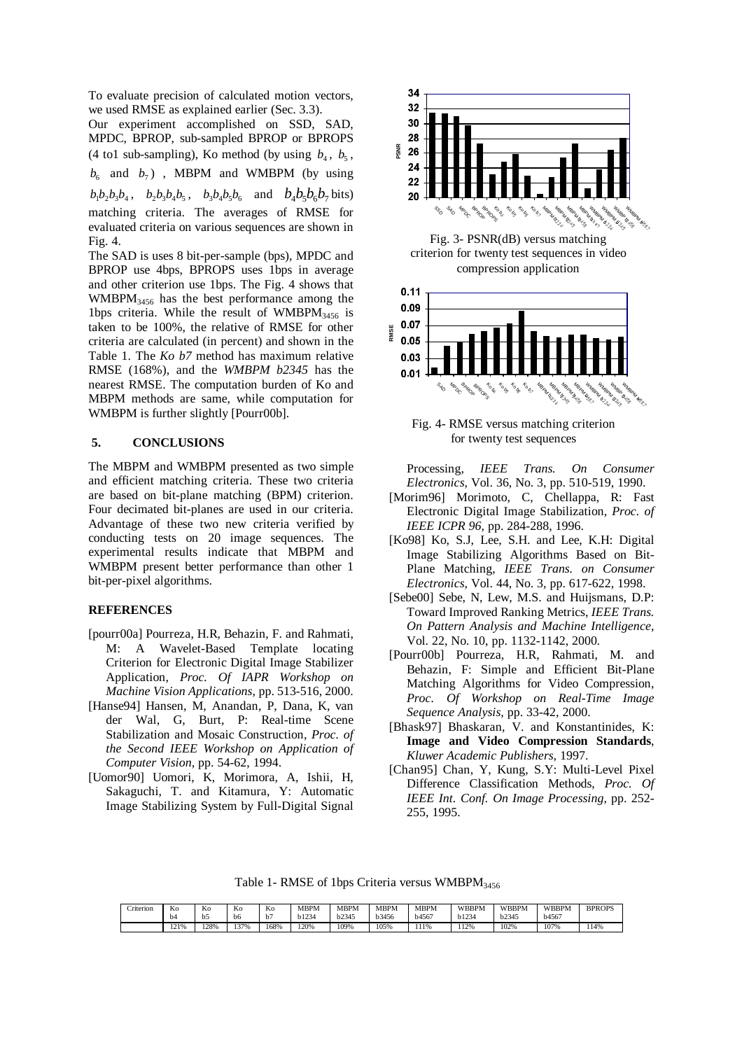To evaluate precision of calculated motion vectors, we used RMSE as explained earlier (Sec. 3.3).

Our experiment accomplished on SSD, SAD, MPDC, BPROP, sub-sampled BPROP or BPROPS (4 to1 sub-sampling), Ko method (by using $b_4$, $b_5$, $b_6$ and $b_7$), MBPM and WMBPM (by using $b_1b_2b_3b_4$, $b_2b_3b_4b_5$, $b_3b_4b_5b_6$ and $b_4b_5b_6b_7$ bits) matching criteria. The averages of RMSE for evaluated criteria on various sequences are shown in Fig. 4.

The SAD is uses 8 bit-per-sample (bps), MPDC and BPROP use 4bps, BPROPS uses 1bps in average and other criterion use 1bps. The Fig. 4 shows that $\text{WMBPM}_{3456}$ has the best performance among the 1bps criteria. While the result of $\text{WMBPM}_{3456}$ is taken to be 100%, the relative of RMSE for other criteria are calculated (in percent) and shown in the Table 1. The *Ko b7* method has maximum relative RMSE (168%), and the *WMBPM b2345* has the nearest RMSE. The computation burden of Ko and MBPM methods are same, while computation for WMBPM is further slightly [Pourr00b].

PSNR
34
32
30
28
26
24
22
20
SSD SAD MPDC BPROP BPROPS Ko b4 Ko b5 Ko b6 Ko b7 MBPM b1234 MBPM b2345 MBPM b3456 MBPM b4567 WMBPM b1234 WMBPM b2345 WMBPM b3456 WMBPM b4567

Fig. 3- PSNR(dB) versus matching criterion for twenty test sequences in video compression application

RMSE
0.11
0.09
0.07
0.05
0.03
0.01
SAD MPDC BPROP BPROPS Ko b4 Ko b5 Ko b6 Ko b7 MBPM b1234 MBPM b2345 MBPM b3456 MBPM b4567 WMBPM b1234 WMBPM b2345 WMBPM b3456 WMBPM b4567

Fig. 4- RMSE versus matching criterion for twenty test sequences

## 5. CONCLUSIONS

The MBPM and WMBPM presented as two simple and efficient matching criteria. These two criteria are based on bit-plane matching (BPM) criterion. Four decimated bit-planes are used in our criteria. Advantage of these two new criteria verified by conducting tests on 20 image sequences. The experimental results indicate that MBPM and WMBPM present better performance than other 1 bit-per-pixel algorithms.

## REFERENCES

[pourr00a] Pourreza, H.R, Behazin, F. and Rahmati, M: A Wavelet-Based Template locating Criterion for Electronic Digital Image Stabilizer Application, *Proc. Of IAPR Workshop on Machine Vision Applications*, pp. 513-516, 2000.

[Hanse94] Hansen, M, Anandan, P, Dana, K, van der Wal, G, Burt, P: Real-time Scene Stabilization and Mosaic Construction, *Proc. of the Second IEEE Workshop on Application of Computer Vision*, pp. 54-62, 1994.

[Uomor90] Uomori, K, Morimora, A, Ishii, H, Sakaguchi, T. and Kitamura, Y: Automatic Image Stabilizing System by Full-Digital Signal Processing, *IEEE Trans. On Consumer Electronics*, Vol. 36, No. 3, pp. 510-519, 1990.

[Morim96] Morimoto, C, Chellappa, R: Fast Electronic Digital Image Stabilization, *Proc. of IEEE ICPR 96*, pp. 284-288, 1996.

[Ko98] Ko, S.J, Lee, S.H. and Lee, K.H: Digital Image Stabilizing Algorithms Based on Bit-Plane Matching, *IEEE Trans. on Consumer Electronics*, Vol. 44, No. 3, pp. 617-622, 1998.

[Sebe00] Sebe, N, Lew, M.S. and Huijsmans, D.P: Toward Improved Ranking Metrics, *IEEE Trans. On Pattern Analysis and Machine Intelligence*, Vol. 22, No. 10, pp. 1132-1142, 2000.

[Pourr00b] Pourreza, H.R, Rahmati, M. and Behazin, F: Simple and Efficient Bit-Plane Matching Algorithms for Video Compression, *Proc. Of Workshop on Real-Time Image Sequence Analysis*, pp. 33-42, 2000.

[Bhask97] Bhaskaran, V. and Konstantinides, K: **Image and Video Compression Standards**, *Kluwer Academic Publishers*, 1997.

[Chan95] Chan, Y, Kung, S.Y: Multi-Level Pixel Difference Classification Methods, *Proc. Of IEEE Int. Conf. On Image Processing*, pp. 252-255, 1995.

Table 1- RMSE of 1bps Criteria versus $\text{WMBPM}_{3456}$

| Criterion | Ko b4 | Ko b5 | Ko b6 | Ko b7 | MBPM b1234 | MBPM b2345 | MBPM b3456 | MBPM b4567 | WBBPM b1234 | WBBPM b2345 | WBBPM b4567 | BPROPS |
|---|---|---|---|---|---|---|---|---|---|---|---|---|
| | 121% | 128% | 137% | 168% | 120% | 109% | 105% | 111% | 112% | 102% | 107% | 114% |